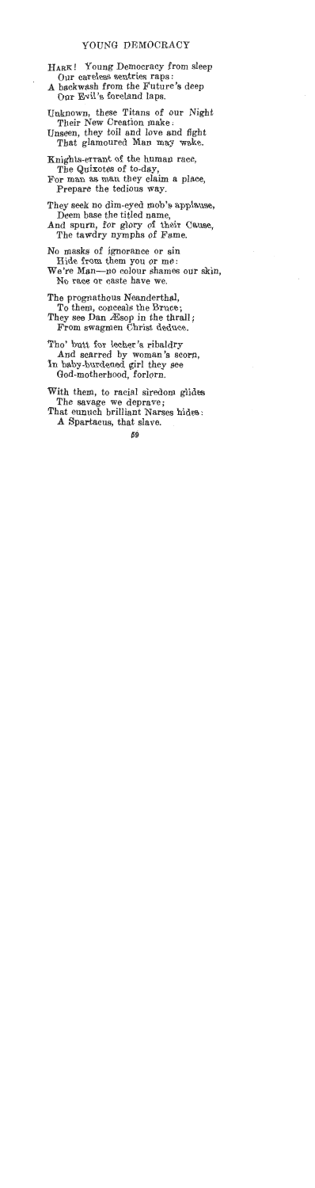# YOUNG DEMOCRACY

HARK! Young Democracy from sleep
  Our careless sentries raps:
A backwash from the Future's deep
  Our Evil's foreland laps.

Unknown, these Titans of our Night
  Their New Creation make:
Unseen, they toil and love and fight
  That glamoured Man may wake.

Knights-errant of the human race,
  The Quixotes of to-day,
For man as man they claim a place,
  Prepare the tedious way.

They seek no dim-eyed mob's applause,
  Deem base the titled name,
And spurn, for glory of their Cause,
  The tawdry nymphs of Fame.

No masks of ignorance or sin
  Hide from them you or me:
We're Man—no colour shames our skin,
  No race or caste have we.

The prognathous Neanderthal,
  To them, conceals the Bruce;
They see Dan Æsop in the thrall;
  From swagmen Christ deduce.

Tho' butt for lecher's ribaldry
  And scarred by woman's scorn,
In baby-burdened girl they see
  God-motherhood, forlorn.

With them, to racial siredom glides
  The savage we deprave;
That eunuch brilliant Narses hides:
  A Spartacus, that slave.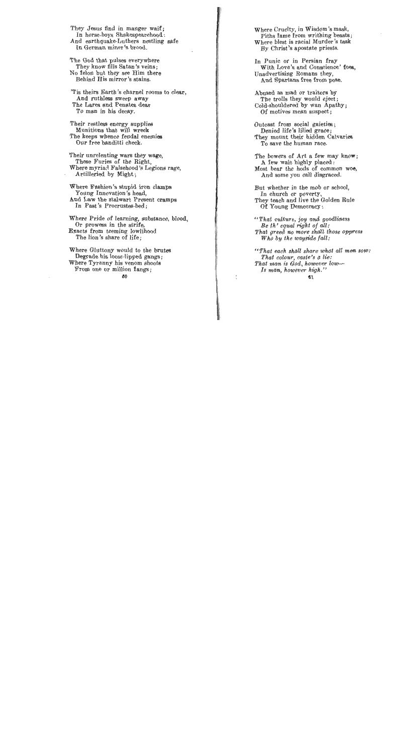They Jesus find in manger waif;
  In horse-boys Shakespearehood:
And earthquake-Luthers nestling safe
  In German miner's brood.

The God that pulses everywhere
  They know fills Satan's veins;
No felon but they see Him there
  Behind His mirror's stains.

'Tis theirs Earth's charnel rooms to clear,
  And ruthless sweep away
The Lares and Penates dear
  To man in his decay.

Their restless energy supplies
  Munitions that will wreck
The keeps whence feudal enemies
  Our free banditti check.

Their unrelenting wars they wage,
  These Furies of the Right,
Where myriad Falsehood's Legions rage,
  Artilleried by Might;

Where Fashion's stupid iron clamps
  Young Innovation's head,
And Law the stalwart Present cramps
  In Past's Procrustes-bed;

Where Pride of learning, substance, blood,
  Or prowess in the strife,
Exacts from teeming lowlihood
  The lion's share of life;

Where Gluttony would to the brutes
  Degrade his loose-lipped gangs;
Where Tyranny his venom shoots
  From one or million fangs;

Where Cruelty, in Wisdom's mask,
  Piths fame from writhing beasts;
Where blest is racial Murder's task
  By Christ's apostate priests.

In Punic or in Persian fray
  With Love's and Conscience' foes,
Unadvertising Romans they,
  And Spartans free from pose.

Abused as mad or traitors by
  The trolls they would eject;
Cold-shouldered by wan Apathy;
  Of motives mean suspect;

Outcast from social gaieties;
  Denied life's lilied grace;
They mount their hidden Calvaries
  To save the human race.

The bowers of Art a few may know;
  A few wait highly placed:
Most bear the hods of common woe,
  And some you call disgraced.

But whether in the mob or school,
  In church or poverty,
They teach and live the Golden Rule
  Of Young Democracy:

*"That culture, joy and goodliness*
  *Be th' equal right of all:*
*That greed no more shall those oppress*
  *Who by the wayside fall:*

*"That each shall share what all men sow:*
  *That colour, caste's a lie:*
*That man is God, however low—*
  *Is man, however high."*